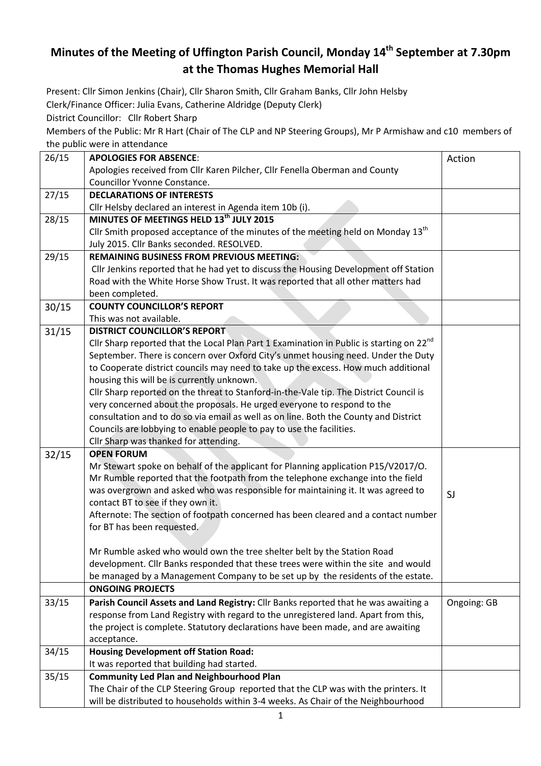# Minutes of the Meeting of Uffington Parish Council, Monday 14th September at 7.30pm at the Thomas Hughes Memorial Hall

Present: Cllr Simon Jenkins (Chair), Cllr Sharon Smith, Cllr Graham Banks, Cllr John Helsby
Clerk/Finance Officer: Julia Evans, Catherine Aldridge (Deputy Clerk)
District Councillor: Cllr Robert Sharp
Members of the Public: Mr R Hart (Chair of The CLP and NP Steering Groups), Mr P Armishaw and c10 members of the public were in attendance

| | | Action |
|---|---|---|
| 26/15 | **APOLOGIES FOR ABSENCE**:<br>Apologies received from Cllr Karen Pilcher, Cllr Fenella Oberman and County Councillor Yvonne Constance. | |
| 27/15 | **DECLARATIONS OF INTERESTS**<br>Cllr Helsby declared an interest in Agenda item 10b (i). | |
| 28/15 | **MINUTES OF MEETINGS HELD 13th JULY 2015**<br>Cllr Smith proposed acceptance of the minutes of the meeting held on Monday 13th July 2015. Cllr Banks seconded. RESOLVED. | |
| 29/15 | **REMAINING BUSINESS FROM PREVIOUS MEETING:**<br>Cllr Jenkins reported that he had yet to discuss the Housing Development off Station Road with the White Horse Show Trust. It was reported that all other matters had been completed. | |
| 30/15 | **COUNTY COUNCILLOR'S REPORT**<br>This was not available. | |
| 31/15 | **DISTRICT COUNCILLOR'S REPORT**<br>Cllr Sharp reported that the Local Plan Part 1 Examination in Public is starting on 22nd September. There is concern over Oxford City's unmet housing need. Under the Duty to Cooperate district councils may need to take up the excess. How much additional housing this will be is currently unknown.<br>Cllr Sharp reported on the threat to Stanford-in-the-Vale tip. The District Council is very concerned about the proposals. He urged everyone to respond to the consultation and to do so via email as well as on line. Both the County and District Councils are lobbying to enable people to pay to use the facilities.<br>Cllr Sharp was thanked for attending. | |
| 32/15 | **OPEN FORUM**<br>Mr Stewart spoke on behalf of the applicant for Planning application P15/V2017/O.<br>Mr Rumble reported that the footpath from the telephone exchange into the field was overgrown and asked who was responsible for maintaining it. It was agreed to contact BT to see if they own it.<br>Afternote: The section of footpath concerned has been cleared and a contact number for BT has been requested.<br><br>Mr Rumble asked who would own the tree shelter belt by the Station Road development. Cllr Banks responded that these trees were within the site and would be managed by a Management Company to be set up by the residents of the estate. | SJ |
| | **ONGOING PROJECTS** | |
| 33/15 | **Parish Council Assets and Land Registry:** Cllr Banks reported that he was awaiting a response from Land Registry with regard to the unregistered land. Apart from this, the project is complete. Statutory declarations have been made, and are awaiting acceptance. | Ongoing: GB |
| 34/15 | **Housing Development off Station Road:**<br>It was reported that building had started. | |
| 35/15 | **Community Led Plan and Neighbourhood Plan**<br>The Chair of the CLP Steering Group reported that the CLP was with the printers. It will be distributed to households within 3-4 weeks. As Chair of the Neighbourhood | |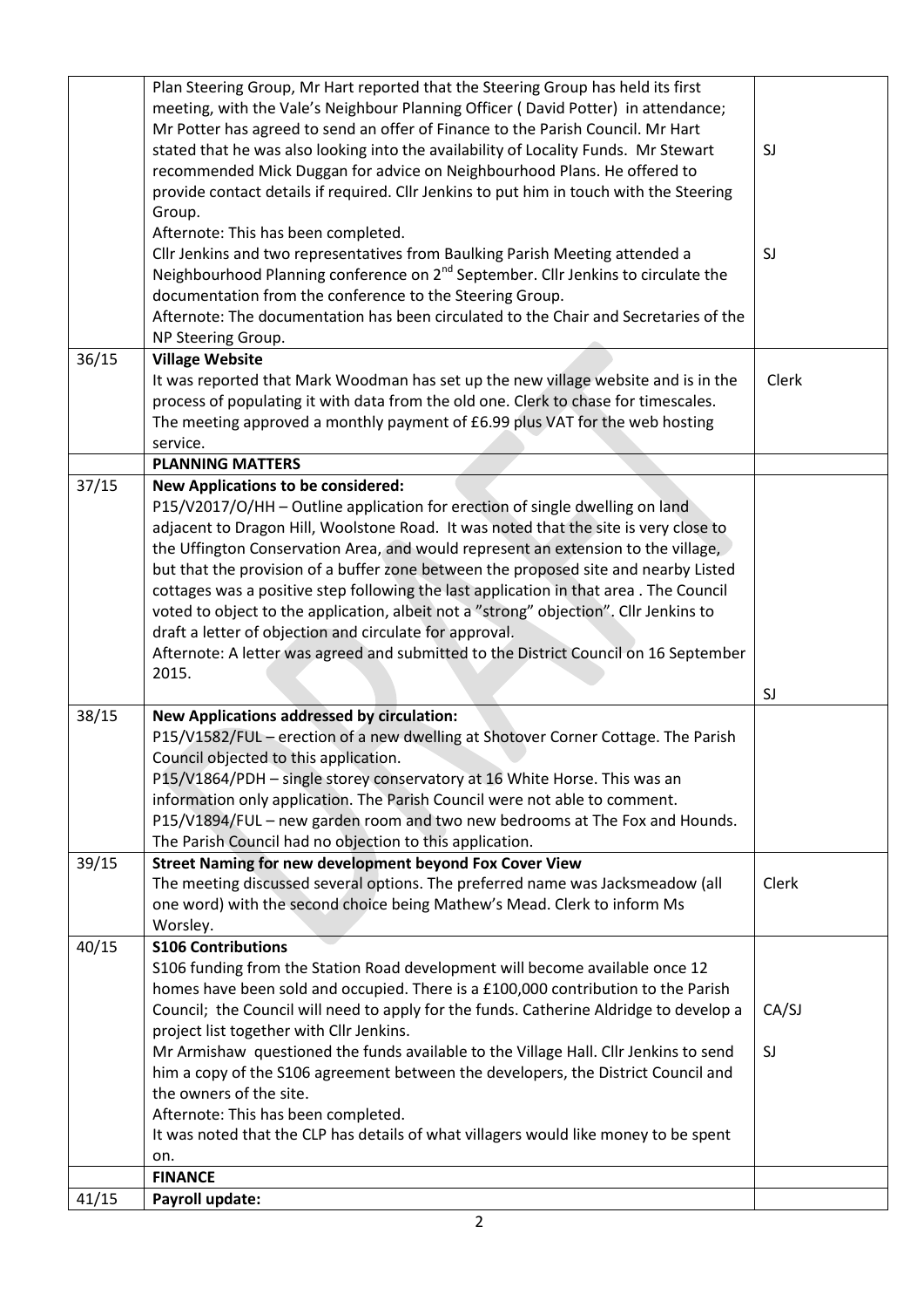| | | |
|---|---|---|
| | Plan Steering Group, Mr Hart reported that the Steering Group has held its first meeting, with the Vale's Neighbour Planning Officer ( David Potter) in attendance; Mr Potter has agreed to send an offer of Finance to the Parish Council. Mr Hart stated that he was also looking into the availability of Locality Funds. Mr Stewart recommended Mick Duggan for advice on Neighbourhood Plans. He offered to provide contact details if required. Cllr Jenkins to put him in touch with the Steering Group.<br>Afternote: This has been completed.<br>Cllr Jenkins and two representatives from Baulking Parish Meeting attended a Neighbourhood Planning conference on 2nd September. Cllr Jenkins to circulate the documentation from the conference to the Steering Group.<br>Afternote: The documentation has been circulated to the Chair and Secretaries of the NP Steering Group. | SJ<br><br>SJ |
| 36/15 | **Village Website**<br>It was reported that Mark Woodman has set up the new village website and is in the process of populating it with data from the old one. Clerk to chase for timescales. The meeting approved a monthly payment of £6.99 plus VAT for the web hosting service. | Clerk |
| | **PLANNING MATTERS** | |
| 37/15 | **New Applications to be considered:**<br>P15/V2017/O/HH – Outline application for erection of single dwelling on land adjacent to Dragon Hill, Woolstone Road. It was noted that the site is very close to the Uffington Conservation Area, and would represent an extension to the village, but that the provision of a buffer zone between the proposed site and nearby Listed cottages was a positive step following the last application in that area . The Council voted to object to the application, albeit not a "strong" objection". Cllr Jenkins to draft a letter of objection and circulate for approval.<br>Afternote: A letter was agreed and submitted to the District Council on 16 September 2015. | SJ |
| 38/15 | **New Applications addressed by circulation:**<br>P15/V1582/FUL – erection of a new dwelling at Shotover Corner Cottage. The Parish Council objected to this application.<br>P15/V1864/PDH – single storey conservatory at 16 White Horse. This was an information only application. The Parish Council were not able to comment.<br>P15/V1894/FUL – new garden room and two new bedrooms at The Fox and Hounds. The Parish Council had no objection to this application. | |
| 39/15 | **Street Naming for new development beyond Fox Cover View**<br>The meeting discussed several options. The preferred name was Jacksmeadow (all one word) with the second choice being Mathew's Mead. Clerk to inform Ms Worsley. | Clerk |
| 40/15 | **S106 Contributions**<br>S106 funding from the Station Road development will become available once 12 homes have been sold and occupied. There is a £100,000 contribution to the Parish Council; the Council will need to apply for the funds. Catherine Aldridge to develop a project list together with Cllr Jenkins.<br>Mr Armishaw questioned the funds available to the Village Hall. Cllr Jenkins to send him a copy of the S106 agreement between the developers, the District Council and the owners of the site.<br>Afternote: This has been completed.<br>It was noted that the CLP has details of what villagers would like money to be spent on. | CA/SJ<br><br>SJ |
| | **FINANCE** | |
| 41/15 | **Payroll update:** | |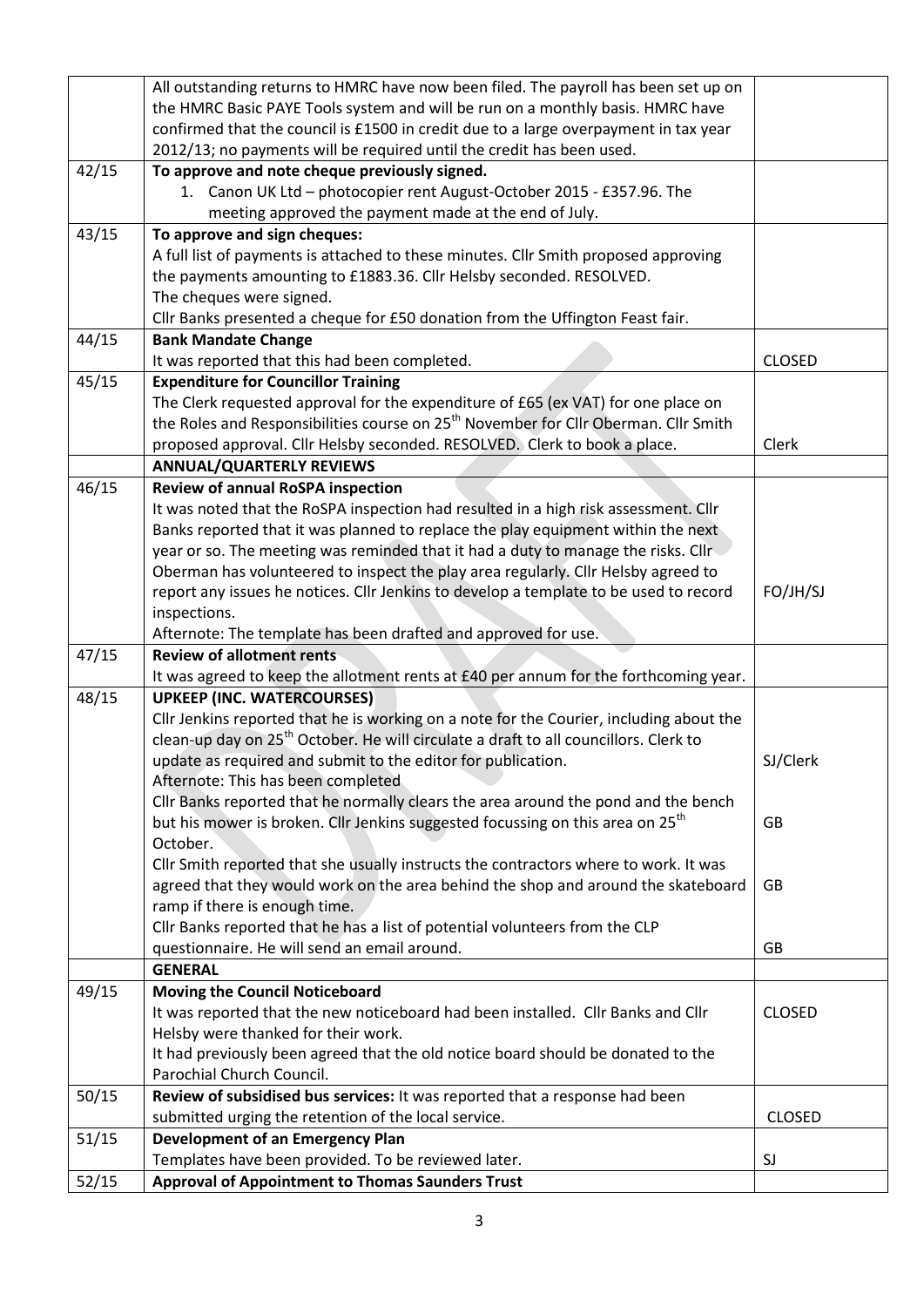| | | |
|---|---|---|
| | All outstanding returns to HMRC have now been filed. The payroll has been set up on the HMRC Basic PAYE Tools system and will be run on a monthly basis. HMRC have confirmed that the council is £1500 in credit due to a large overpayment in tax year 2012/13; no payments will be required until the credit has been used. | |
| 42/15 | **To approve and note cheque previously signed.**<br>1. Canon UK Ltd – photocopier rent August-October 2015 - £357.96. The meeting approved the payment made at the end of July. | |
| 43/15 | **To approve and sign cheques:**<br>A full list of payments is attached to these minutes. Cllr Smith proposed approving the payments amounting to £1883.36. Cllr Helsby seconded. RESOLVED.<br>The cheques were signed.<br>Cllr Banks presented a cheque for £50 donation from the Uffington Feast fair. | |
| 44/15 | **Bank Mandate Change**<br>It was reported that this had been completed. | CLOSED |
| 45/15 | **Expenditure for Councillor Training**<br>The Clerk requested approval for the expenditure of £65 (ex VAT) for one place on the Roles and Responsibilities course on 25th November for Cllr Oberman. Cllr Smith proposed approval. Cllr Helsby seconded. RESOLVED. Clerk to book a place. | Clerk |
| | **ANNUAL/QUARTERLY REVIEWS** | |
| 46/15 | **Review of annual RoSPA inspection**<br>It was noted that the RoSPA inspection had resulted in a high risk assessment. Cllr Banks reported that it was planned to replace the play equipment within the next year or so. The meeting was reminded that it had a duty to manage the risks. Cllr Oberman has volunteered to inspect the play area regularly. Cllr Helsby agreed to report any issues he notices. Cllr Jenkins to develop a template to be used to record inspections.<br>Afternote: The template has been drafted and approved for use. | FO/JH/SJ |
| 47/15 | **Review of allotment rents**<br>It was agreed to keep the allotment rents at £40 per annum for the forthcoming year. | |
| 48/15 | **UPKEEP (INC. WATERCOURSES)**<br>Cllr Jenkins reported that he is working on a note for the Courier, including about the clean-up day on 25th October. He will circulate a draft to all councillors. Clerk to update as required and submit to the editor for publication.<br>Afternote: This has been completed<br>Cllr Banks reported that he normally clears the area around the pond and the bench but his mower is broken. Cllr Jenkins suggested focussing on this area on 25th October.<br>Cllr Smith reported that she usually instructs the contractors where to work. It was agreed that they would work on the area behind the shop and around the skateboard ramp if there is enough time.<br>Cllr Banks reported that he has a list of potential volunteers from the CLP questionnaire. He will send an email around. | SJ/Clerk<br><br>GB<br><br>GB<br><br>GB |
| | **GENERAL** | |
| 49/15 | **Moving the Council Noticeboard**<br>It was reported that the new noticeboard had been installed. Cllr Banks and Cllr Helsby were thanked for their work.<br>It had previously been agreed that the old notice board should be donated to the Parochial Church Council. | CLOSED |
| 50/15 | **Review of subsidised bus services:** It was reported that a response had been submitted urging the retention of the local service. | CLOSED |
| 51/15 | **Development of an Emergency Plan**<br>Templates have been provided. To be reviewed later. | SJ |
| 52/15 | **Approval of Appointment to Thomas Saunders Trust** | |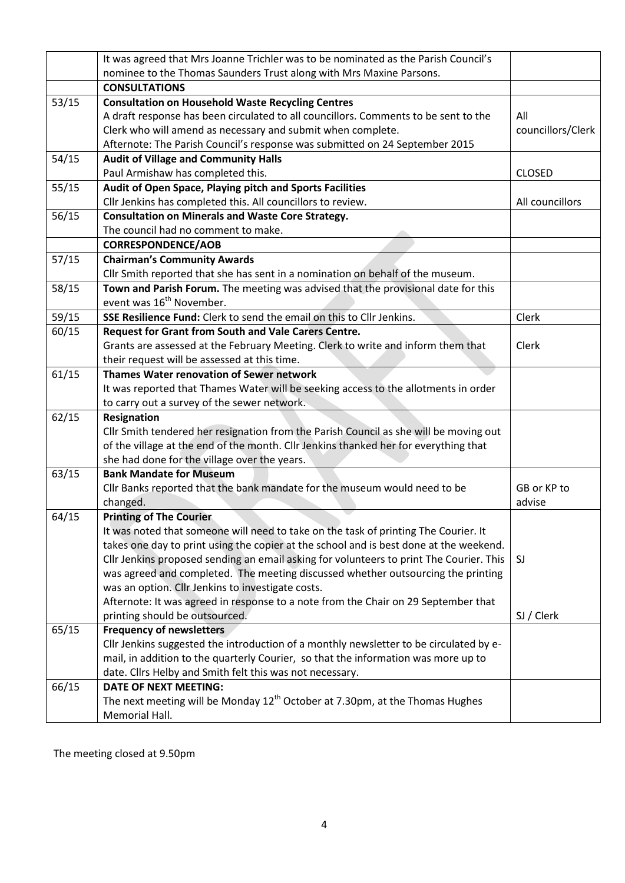| | | |
|---|---|---|
| | It was agreed that Mrs Joanne Trichler was to be nominated as the Parish Council's nominee to the Thomas Saunders Trust along with Mrs Maxine Parsons. | |
| | **CONSULTATIONS** | |
| 53/15 | **Consultation on Household Waste Recycling Centres**<br>A draft response has been circulated to all councillors. Comments to be sent to the Clerk who will amend as necessary and submit when complete.<br>Afternote: The Parish Council's response was submitted on 24 September 2015 | All councillors/Clerk |
| 54/15 | **Audit of Village and Community Halls**<br>Paul Armishaw has completed this. | CLOSED |
| 55/15 | **Audit of Open Space, Playing pitch and Sports Facilities**<br>Cllr Jenkins has completed this. All councillors to review. | All councillors |
| 56/15 | **Consultation on Minerals and Waste Core Strategy.**<br>The council had no comment to make. | |
| | **CORRESPONDENCE/AOB** | |
| 57/15 | **Chairman's Community Awards**<br>Cllr Smith reported that she has sent in a nomination on behalf of the museum. | |
| 58/15 | **Town and Parish Forum.** The meeting was advised that the provisional date for this event was 16th November. | |
| 59/15 | **SSE Resilience Fund:** Clerk to send the email on this to Cllr Jenkins. | Clerk |
| 60/15 | **Request for Grant from South and Vale Carers Centre.**<br>Grants are assessed at the February Meeting. Clerk to write and inform them that their request will be assessed at this time. | Clerk |
| 61/15 | **Thames Water renovation of Sewer network**<br>It was reported that Thames Water will be seeking access to the allotments in order to carry out a survey of the sewer network. | |
| 62/15 | **Resignation**<br>Cllr Smith tendered her resignation from the Parish Council as she will be moving out of the village at the end of the month. Cllr Jenkins thanked her for everything that she had done for the village over the years. | |
| 63/15 | **Bank Mandate for Museum**<br>Cllr Banks reported that the bank mandate for the museum would need to be changed. | GB or KP to advise |
| 64/15 | **Printing of The Courier**<br>It was noted that someone will need to take on the task of printing The Courier. It takes one day to print using the copier at the school and is best done at the weekend. Cllr Jenkins proposed sending an email asking for volunteers to print The Courier. This was agreed and completed. The meeting discussed whether outsourcing the printing was an option. Cllr Jenkins to investigate costs.<br>Afternote: It was agreed in response to a note from the Chair on 29 September that printing should be outsourced. | SJ<br><br>SJ / Clerk |
| 65/15 | **Frequency of newsletters**<br>Cllr Jenkins suggested the introduction of a monthly newsletter to be circulated by e-mail, in addition to the quarterly Courier, so that the information was more up to date. Cllrs Helby and Smith felt this was not necessary. | |
| 66/15 | **DATE OF NEXT MEETING:**<br>The next meeting will be Monday 12th October at 7.30pm, at the Thomas Hughes Memorial Hall. | |

The meeting closed at 9.50pm